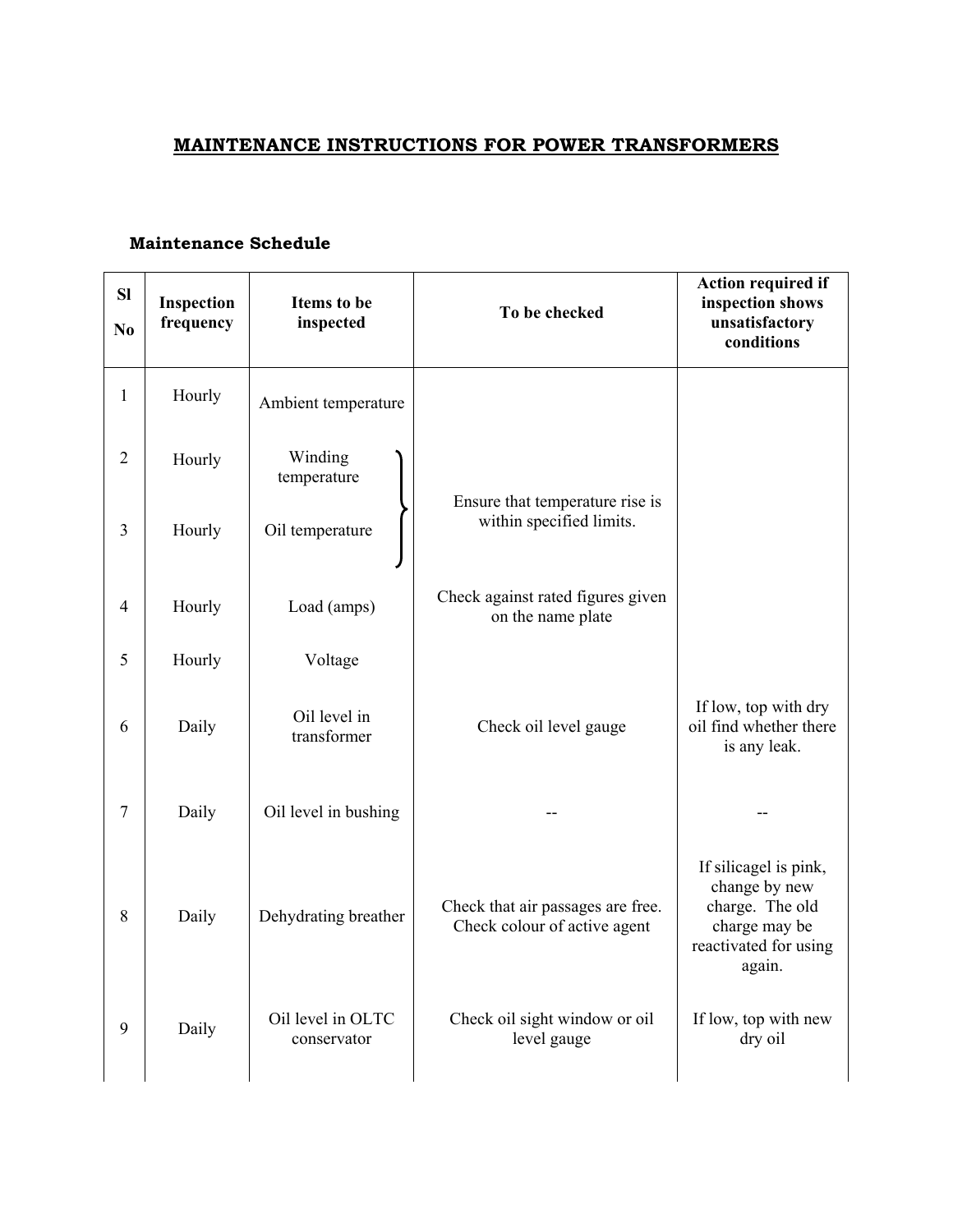# MAINTENANCE INSTRUCTIONS FOR POWER TRANSFORMERS

## Maintenance Schedule

| Sl No | Inspection frequency | Items to be inspected | To be checked | Action required if inspection shows unsatisfactory conditions |
|---|---|---|---|---|
| 1 | Hourly | Ambient temperature | | |
| 2 | Hourly | Winding temperature | Ensure that temperature rise is within specified limits. | |
| 3 | Hourly | Oil temperature | | |
| 4 | Hourly | Load (amps) | Check against rated figures given on the name plate | |
| 5 | Hourly | Voltage | | |
| 6 | Daily | Oil level in transformer | Check oil level gauge | If low, top with dry oil find whether there is any leak. |
| 7 | Daily | Oil level in bushing | -- | -- |
| 8 | Daily | Dehydrating breather | Check that air passages are free. Check colour of active agent | If silicagel is pink, change by new charge. The old charge may be reactivated for using again. |
| 9 | Daily | Oil level in OLTC conservator | Check oil sight window or oil level gauge | If low, top with new dry oil |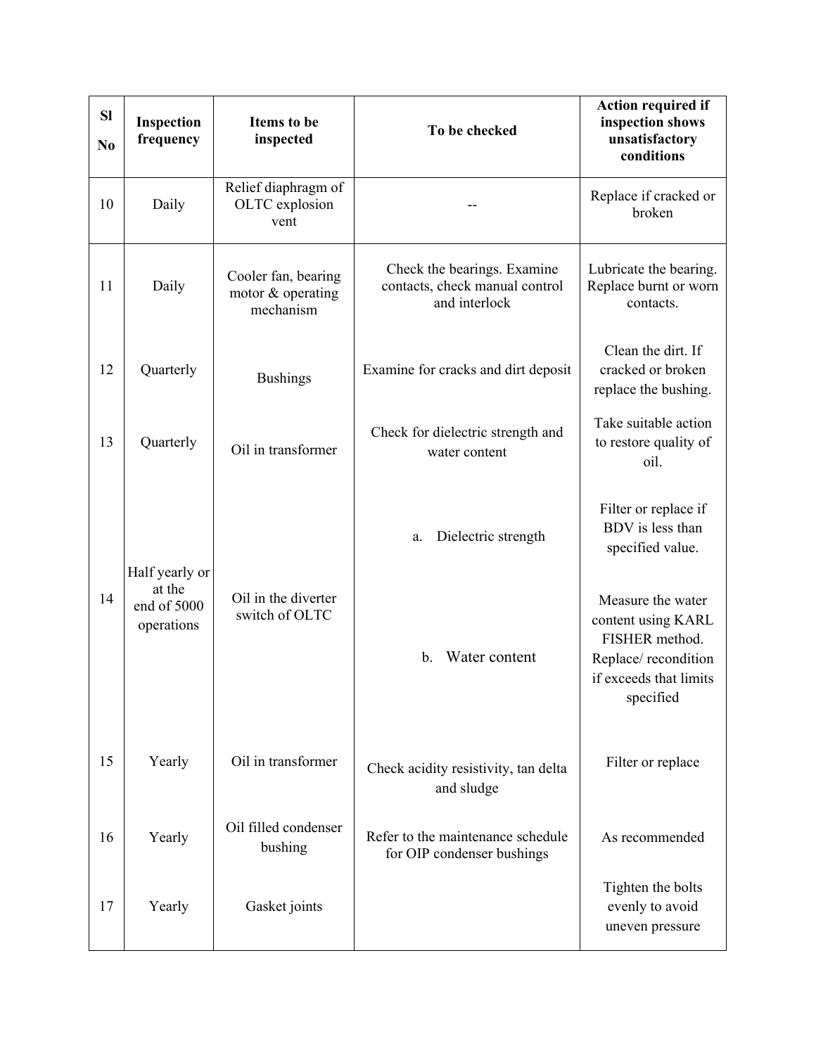| Sl No | Inspection frequency | Items to be inspected | To be checked | Action required if inspection shows unsatisfactory conditions |
|---|---|---|---|---|
| 10 | Daily | Relief diaphragm of OLTC explosion vent | -- | Replace if cracked or broken |
| 11 | Daily | Cooler fan, bearing motor & operating mechanism | Check the bearings. Examine contacts, check manual control and interlock | Lubricate the bearing. Replace burnt or worn contacts. |
| 12 | Quarterly | Bushings | Examine for cracks and dirt deposit | Clean the dirt. If cracked or broken replace the bushing. |
| 13 | Quarterly | Oil in transformer | Check for dielectric strength and water content | Take suitable action to restore quality of oil. |
| 14 | Half yearly or at the end of 5000 operations | Oil in the diverter switch of OLTC | a. Dielectric strength | Filter or replace if BDV is less than specified value. |
| | | | b. Water content | Measure the water content using KARL FISHER method. Replace/ recondition if exceeds that limits specified |
| 15 | Yearly | Oil in transformer | Check acidity resistivity, tan delta and sludge | Filter or replace |
| 16 | Yearly | Oil filled condenser bushing | Refer to the maintenance schedule for OIP condenser bushings | As recommended |
| 17 | Yearly | Gasket joints | | Tighten the bolts evenly to avoid uneven pressure |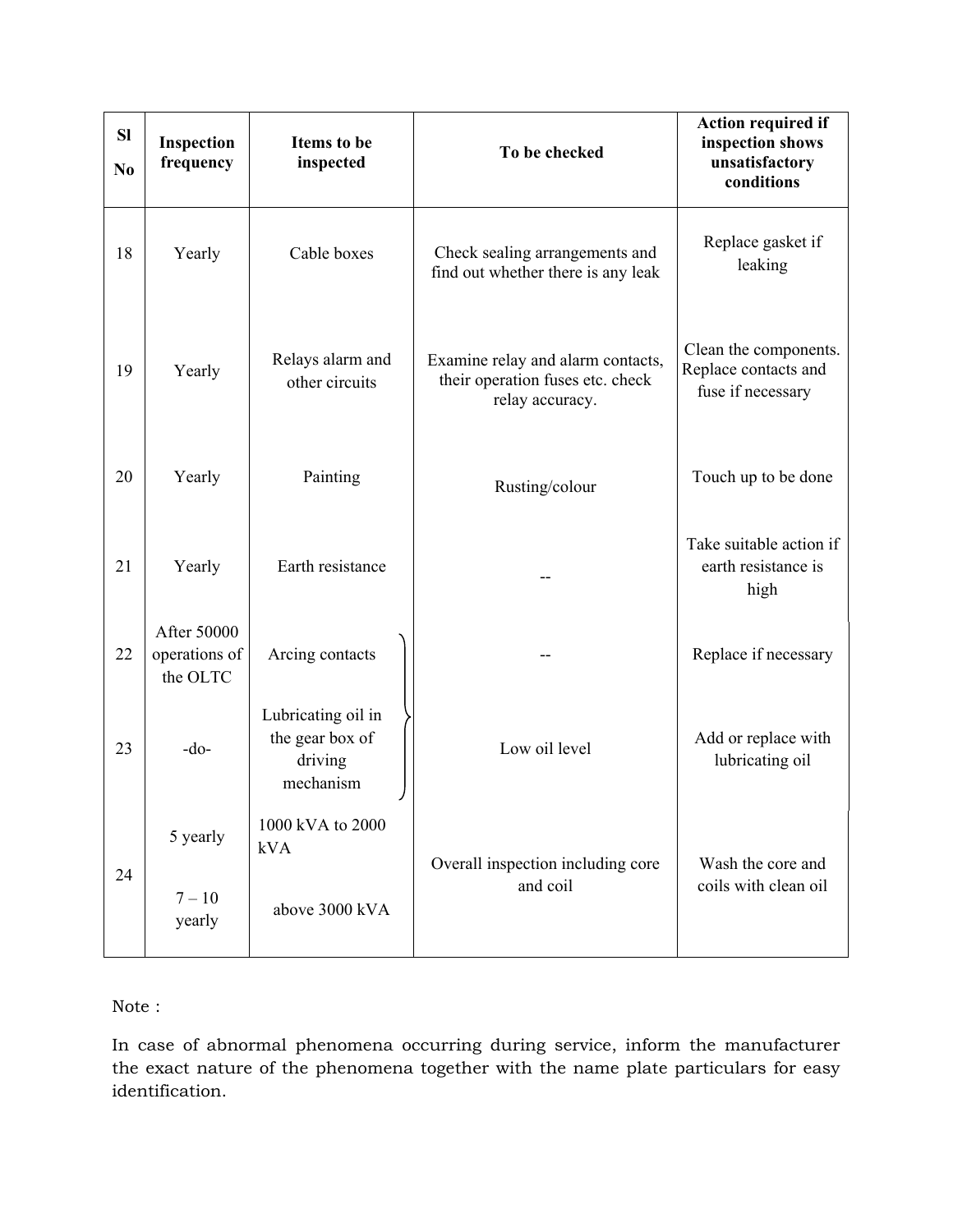| Sl No | Inspection frequency | Items to be inspected | To be checked | Action required if inspection shows unsatisfactory conditions |
|---|---|---|---|---|
| 18 | Yearly | Cable boxes | Check sealing arrangements and find out whether there is any leak | Replace gasket if leaking |
| 19 | Yearly | Relays alarm and other circuits | Examine relay and alarm contacts, their operation fuses etc. check relay accuracy. | Clean the components. Replace contacts and fuse if necessary |
| 20 | Yearly | Painting | Rusting/colour | Touch up to be done |
| 21 | Yearly | Earth resistance | -- | Take suitable action if earth resistance is high |
| 22 | After 50000 operations of the OLTC | Arcing contacts | -- | Replace if necessary |
| 23 | -do- | Lubricating oil in the gear box of driving mechanism | Low oil level | Add or replace with lubricating oil |
| 24 | 5 yearly | 1000 kVA to 2000 kVA | Overall inspection including core and coil | Wash the core and coils with clean oil |
| | 7 – 10 yearly | above 3000 kVA | | |

Note :

In case of abnormal phenomena occurring during service, inform the manufacturer the exact nature of the phenomena together with the name plate particulars for easy identification.